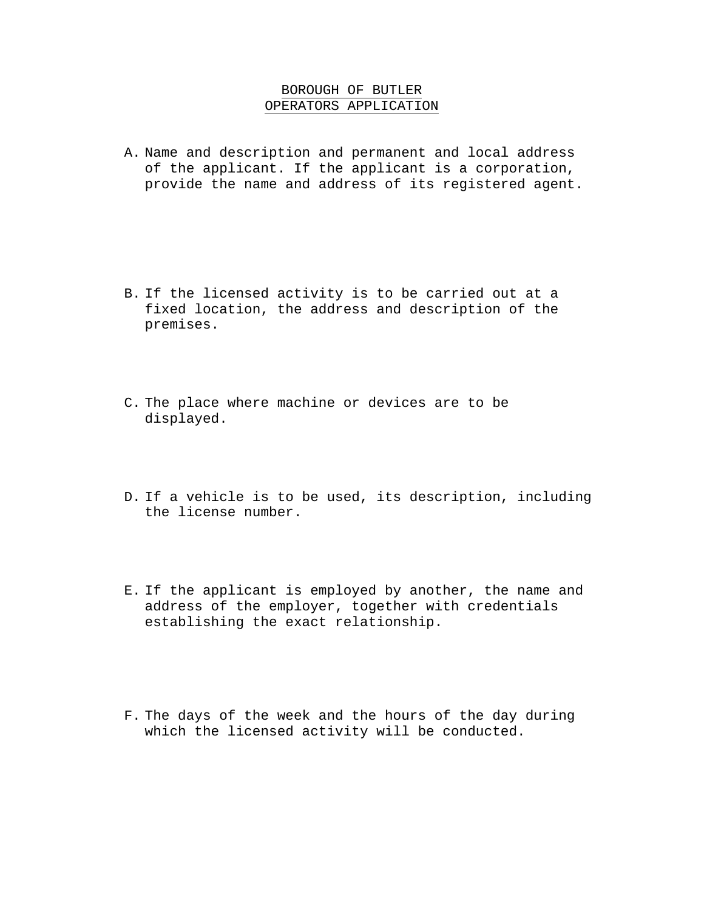# BOROUGH OF BUTLER
# OPERATORS APPLICATION

A. Name and description and permanent and local address of the applicant. If the applicant is a corporation, provide the name and address of its registered agent.

B. If the licensed activity is to be carried out at a fixed location, the address and description of the premises.

C. The place where machine or devices are to be displayed.

D. If a vehicle is to be used, its description, including the license number.

E. If the applicant is employed by another, the name and address of the employer, together with credentials establishing the exact relationship.

F. The days of the week and the hours of the day during which the licensed activity will be conducted.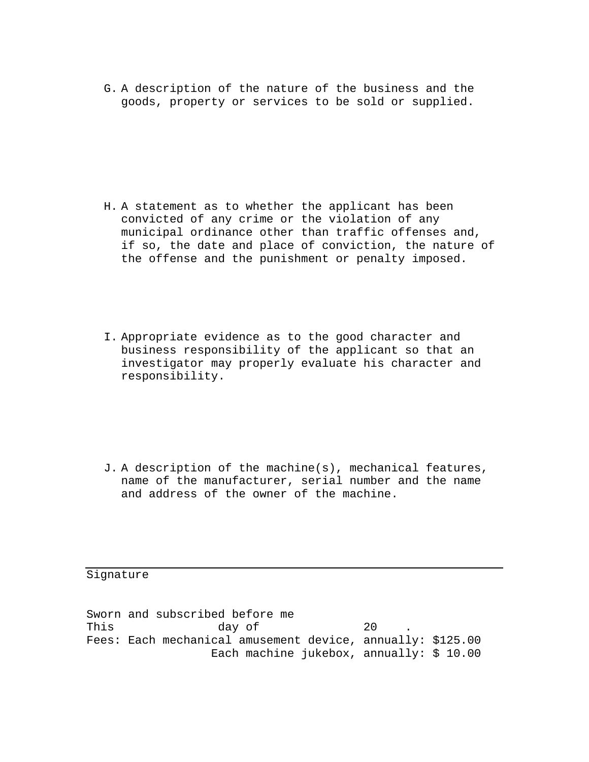G. A description of the nature of the business and the goods, property or services to be sold or supplied.

H. A statement as to whether the applicant has been convicted of any crime or the violation of any municipal ordinance other than traffic offenses and, if so, the date and place of conviction, the nature of the offense and the punishment or penalty imposed.

I. Appropriate evidence as to the good character and business responsibility of the applicant so that an investigator may properly evaluate his character and responsibility.

J. A description of the machine(s), mechanical features, name of the manufacturer, serial number and the name and address of the owner of the machine.

\_\_\_\_\_\_\_\_\_\_\_\_\_\_\_\_\_\_\_\_\_\_\_\_\_\_\_\_\_\_\_\_\_\_\_\_\_\_\_\_\_\_\_\_\_\_\_\_
Signature

Sworn and subscribed before me
This ____________ day of ____________ 20 ___.

Fees: Each mechanical amusement device, annually: $125.00
Each machine jukebox, annually: $ 10.00